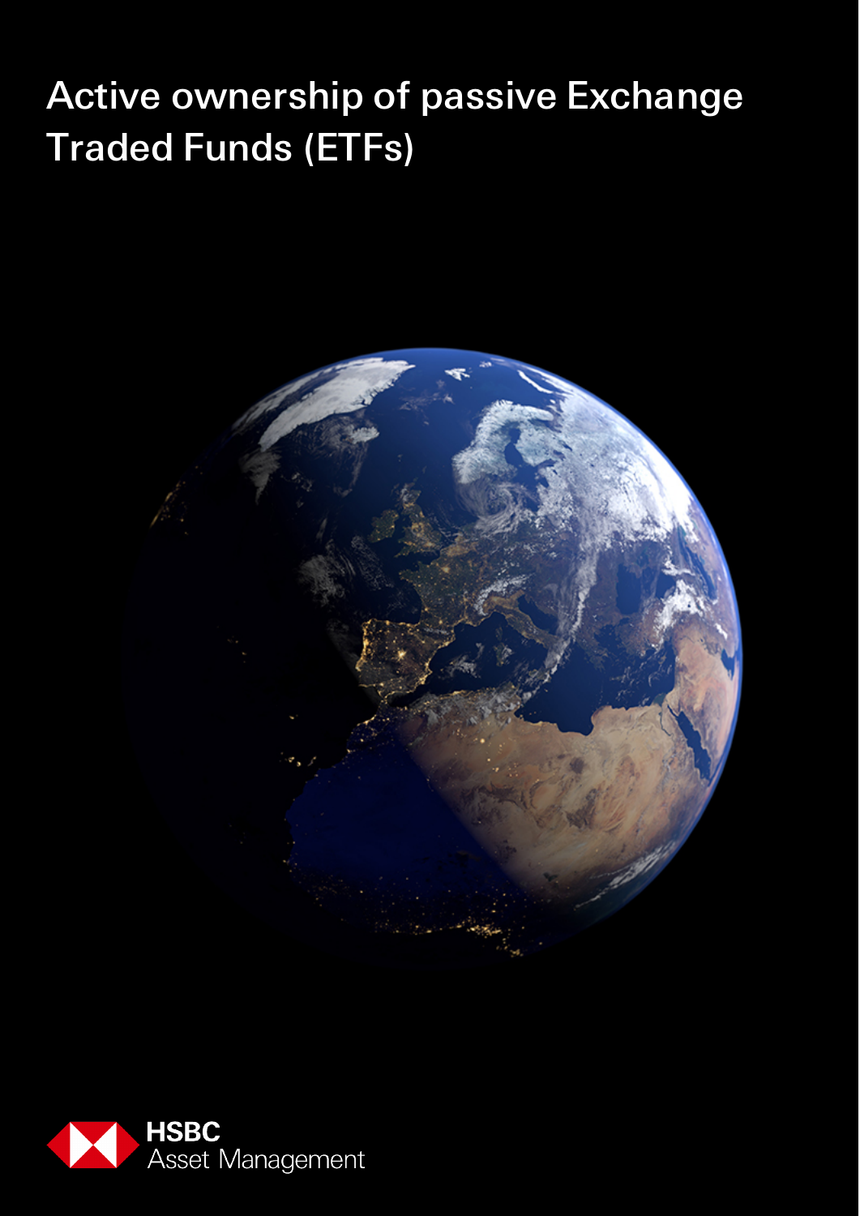# Active ownership of passive Exchange Traded Funds (ETFs)

HSBC
Asset Management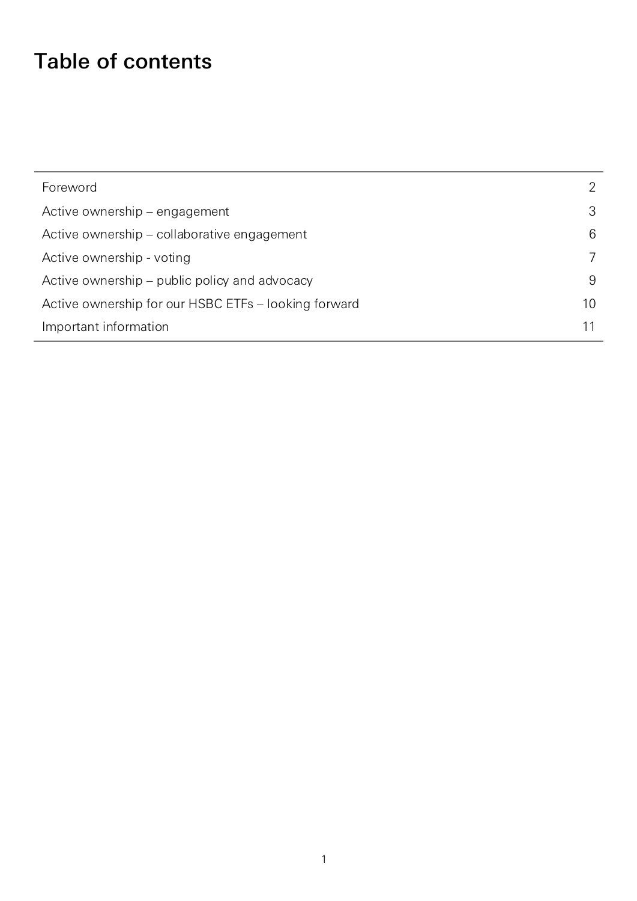# Table of contents

| | |
|---|---|
| Foreword | 2 |
| Active ownership – engagement | 3 |
| Active ownership – collaborative engagement | 6 |
| Active ownership - voting | 7 |
| Active ownership – public policy and advocacy | 9 |
| Active ownership for our HSBC ETFs – looking forward | 10 |
| Important information | 11 |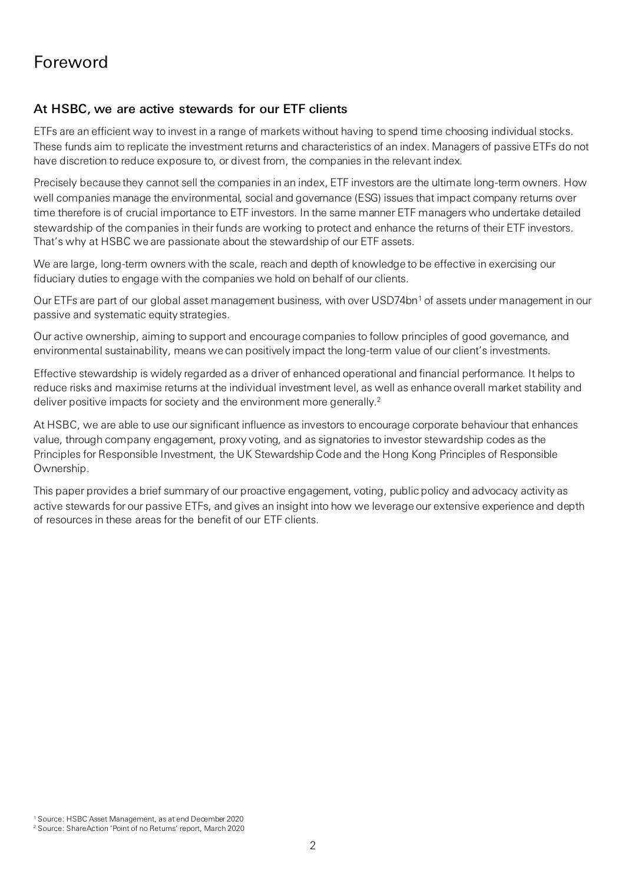# Foreword

## At HSBC, we are active stewards for our ETF clients

ETFs are an efficient way to invest in a range of markets without having to spend time choosing individual stocks. These funds aim to replicate the investment returns and characteristics of an index. Managers of passive ETFs do not have discretion to reduce exposure to, or divest from, the companies in the relevant index.

Precisely because they cannot sell the companies in an index, ETF investors are the ultimate long-term owners. How well companies manage the environmental, social and governance (ESG) issues that impact company returns over time therefore is of crucial importance to ETF investors. In the same manner ETF managers who undertake detailed stewardship of the companies in their funds are working to protect and enhance the returns of their ETF investors. That's why at HSBC we are passionate about the stewardship of our ETF assets.

We are large, long-term owners with the scale, reach and depth of knowledge to be effective in exercising our fiduciary duties to engage with the companies we hold on behalf of our clients.

Our ETFs are part of our global asset management business, with over USD74bn[1] of assets under management in our passive and systematic equity strategies.

Our active ownership, aiming to support and encourage companies to follow principles of good governance, and environmental sustainability, means we can positively impact the long-term value of our client's investments.

Effective stewardship is widely regarded as a driver of enhanced operational and financial performance. It helps to reduce risks and maximise returns at the individual investment level, as well as enhance overall market stability and deliver positive impacts for society and the environment more generally.[2]

At HSBC, we are able to use our significant influence as investors to encourage corporate behaviour that enhances value, through company engagement, proxy voting, and as signatories to investor stewardship codes as the Principles for Responsible Investment, the UK Stewardship Code and the Hong Kong Principles of Responsible Ownership.

This paper provides a brief summary of our proactive engagement, voting, public policy and advocacy activity as active stewards for our passive ETFs, and gives an insight into how we leverage our extensive experience and depth of resources in these areas for the benefit of our ETF clients.

[1] Source: HSBC Asset Management, as at end December 2020

[2] Source: ShareAction 'Point of no Returns' report, March 2020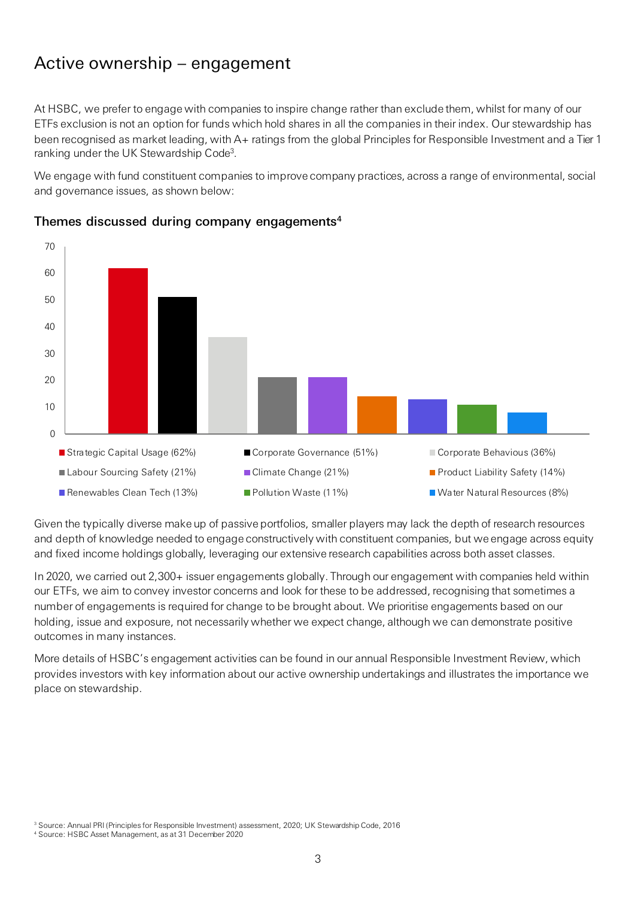# Active ownership – engagement

At HSBC, we prefer to engage with companies to inspire change rather than exclude them, whilst for many of our ETFs exclusion is not an option for funds which hold shares in all the companies in their index. Our stewardship has been recognised as market leading, with A+ ratings from the global Principles for Responsible Investment and a Tier 1 ranking under the UK Stewardship Code[3].

We engage with fund constituent companies to improve company practices, across a range of environmental, social and governance issues, as shown below:

### Themes discussed during company engagements[4]

| Theme | % |
|---|---|
| Strategic Capital Usage | 62% |
| Corporate Governance | 51% |
| Corporate Behavious | 36% |
| Labour Sourcing Safety | 21% |
| Climate Change | 21% |
| Product Liability Safety | 14% |
| Renewables Clean Tech | 13% |
| Pollution Waste | 11% |
| Water Natural Resources | 8% |

Given the typically diverse make up of passive portfolios, smaller players may lack the depth of research resources and depth of knowledge needed to engage constructively with constituent companies, but we engage across equity and fixed income holdings globally, leveraging our extensive research capabilities across both asset classes.

In 2020, we carried out 2,300+ issuer engagements globally. Through our engagement with companies held within our ETFs, we aim to convey investor concerns and look for these to be addressed, recognising that sometimes a number of engagements is required for change to be brought about. We prioritise engagements based on our holding, issue and exposure, not necessarily whether we expect change, although we can demonstrate positive outcomes in many instances.

More details of HSBC's engagement activities can be found in our annual Responsible Investment Review, which provides investors with key information about our active ownership undertakings and illustrates the importance we place on stewardship.

[3] Source: Annual PRI (Principles for Responsible Investment) assessment, 2020; UK Stewardship Code, 2016
[4] Source: HSBC Asset Management, as at 31 December 2020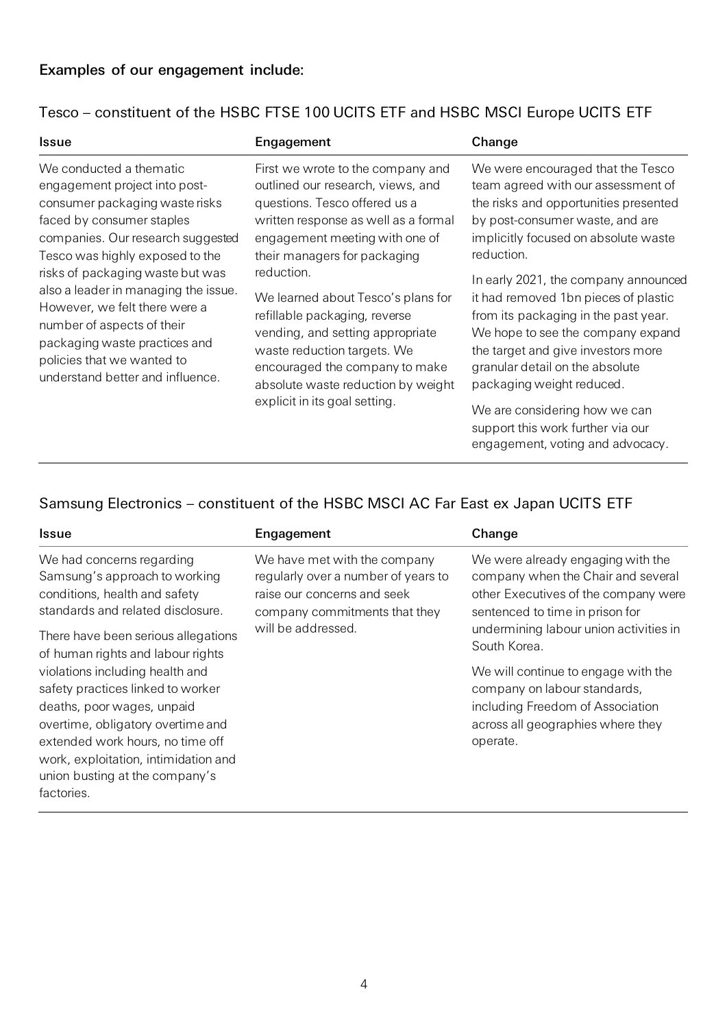### Examples of our engagement include:

## Tesco – constituent of the HSBC FTSE 100 UCITS ETF and HSBC MSCI Europe UCITS ETF

| Issue | Engagement | Change |
| --- | --- | --- |
| We conducted a thematic engagement project into post-consumer packaging waste risks faced by consumer staples companies. Our research suggested Tesco was highly exposed to the risks of packaging waste but was also a leader in managing the issue. However, we felt there were a number of aspects of their packaging waste practices and policies that we wanted to understand better and influence. | First we wrote to the company and outlined our research, views, and questions. Tesco offered us a written response as well as a formal engagement meeting with one of their managers for packaging reduction.<br><br>We learned about Tesco's plans for refillable packaging, reverse vending, and setting appropriate waste reduction targets. We encouraged the company to make absolute waste reduction by weight explicit in its goal setting. | We were encouraged that the Tesco team agreed with our assessment of the risks and opportunities presented by post-consumer waste, and are implicitly focused on absolute waste reduction.<br><br>In early 2021, the company announced it had removed 1bn pieces of plastic from its packaging in the past year. We hope to see the company expand the target and give investors more granular detail on the absolute packaging weight reduced.<br><br>We are considering how we can support this work further via our engagement, voting and advocacy. |

## Samsung Electronics – constituent of the HSBC MSCI AC Far East ex Japan UCITS ETF

| Issue | Engagement | Change |
| --- | --- | --- |
| We had concerns regarding Samsung's approach to working conditions, health and safety standards and related disclosure.<br><br>There have been serious allegations of human rights and labour rights violations including health and safety practices linked to worker deaths, poor wages, unpaid overtime, obligatory overtime and extended work hours, no time off work, exploitation, intimidation and union busting at the company's factories. | We have met with the company regularly over a number of years to raise our concerns and seek company commitments that they will be addressed. | We were already engaging with the company when the Chair and several other Executives of the company were sentenced to time in prison for undermining labour union activities in South Korea.<br><br>We will continue to engage with the company on labour standards, including Freedom of Association across all geographies where they operate. |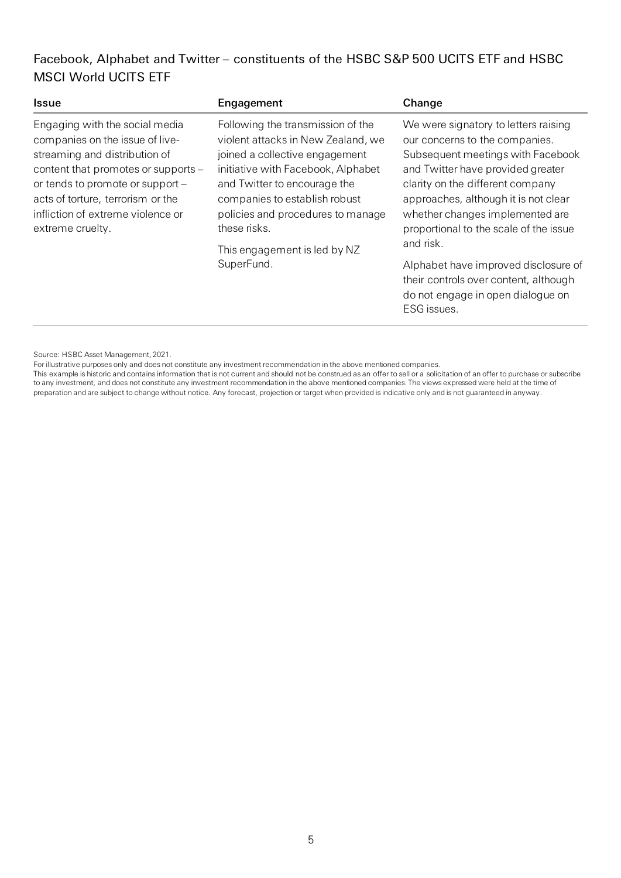## Facebook, Alphabet and Twitter – constituents of the HSBC S&P 500 UCITS ETF and HSBC MSCI World UCITS ETF

| Issue | Engagement | Change |
|---|---|---|
| Engaging with the social media companies on the issue of live-streaming and distribution of content that promotes or supports – or tends to promote or support – acts of torture, terrorism or the infliction of extreme violence or extreme cruelty. | Following the transmission of the violent attacks in New Zealand, we joined a collective engagement initiative with Facebook, Alphabet and Twitter to encourage the companies to establish robust policies and procedures to manage these risks.<br><br>This engagement is led by NZ SuperFund. | We were signatory to letters raising our concerns to the companies. Subsequent meetings with Facebook and Twitter have provided greater clarity on the different company approaches, although it is not clear whether changes implemented are proportional to the scale of the issue and risk.<br><br>Alphabet have improved disclosure of their controls over content, although do not engage in open dialogue on ESG issues. |

Source: HSBC Asset Management, 2021.
For illustrative purposes only and does not constitute any investment recommendation in the above mentioned companies.
This example is historic and contains information that is not current and should not be construed as an offer to sell or a solicitation of an offer to purchase or subscribe to any investment, and does not constitute any investment recommendation in the above mentioned companies. The views expressed were held at the time of preparation and are subject to change without notice. Any forecast, projection or target when provided is indicative only and is not guaranteed in anyway.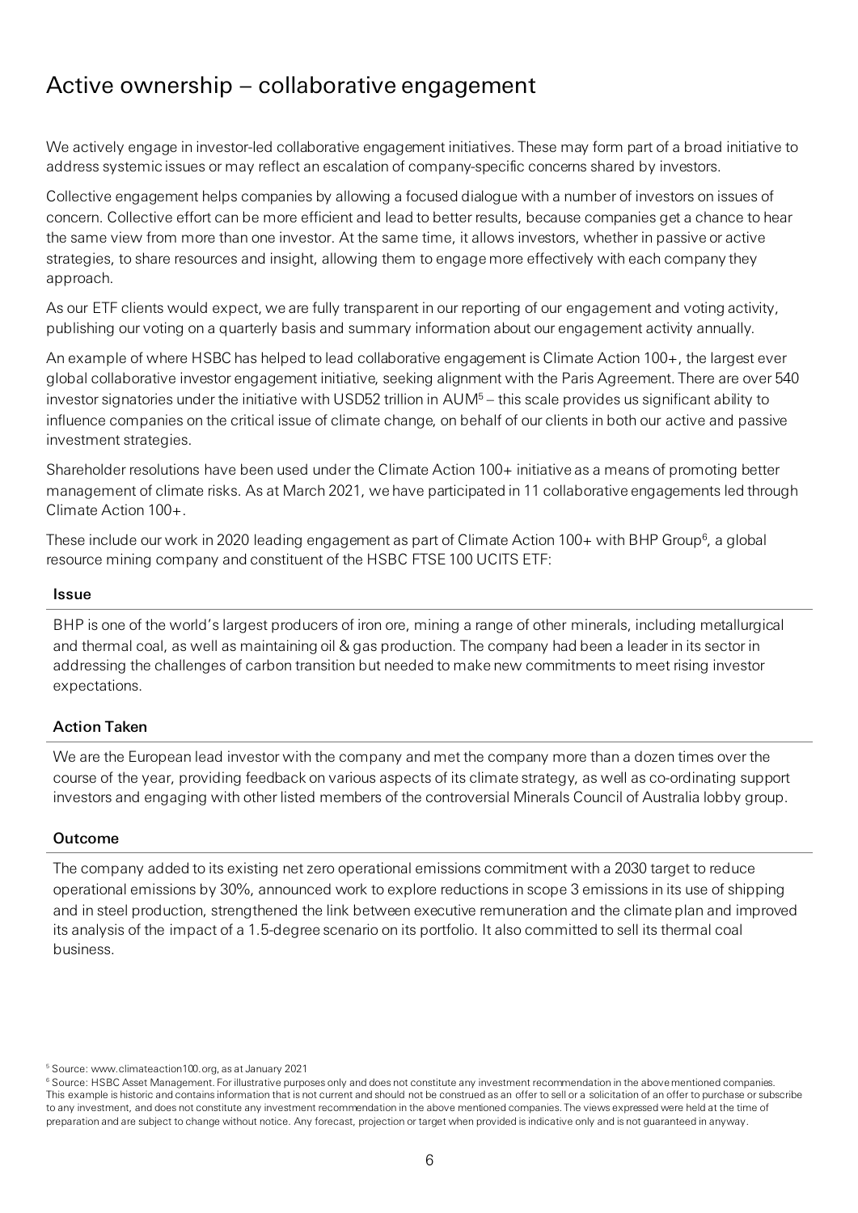# Active ownership – collaborative engagement

We actively engage in investor-led collaborative engagement initiatives. These may form part of a broad initiative to address systemic issues or may reflect an escalation of company-specific concerns shared by investors.

Collective engagement helps companies by allowing a focused dialogue with a number of investors on issues of concern. Collective effort can be more efficient and lead to better results, because companies get a chance to hear the same view from more than one investor. At the same time, it allows investors, whether in passive or active strategies, to share resources and insight, allowing them to engage more effectively with each company they approach.

As our ETF clients would expect, we are fully transparent in our reporting of our engagement and voting activity, publishing our voting on a quarterly basis and summary information about our engagement activity annually.

An example of where HSBC has helped to lead collaborative engagement is Climate Action 100+, the largest ever global collaborative investor engagement initiative, seeking alignment with the Paris Agreement. There are over 540 investor signatories under the initiative with USD52 trillion in AUM[5] – this scale provides us significant ability to influence companies on the critical issue of climate change, on behalf of our clients in both our active and passive investment strategies.

Shareholder resolutions have been used under the Climate Action 100+ initiative as a means of promoting better management of climate risks. As at March 2021, we have participated in 11 collaborative engagements led through Climate Action 100+.

These include our work in 2020 leading engagement as part of Climate Action 100+ with BHP Group[6], a global resource mining company and constituent of the HSBC FTSE 100 UCITS ETF:

**Issue**

BHP is one of the world's largest producers of iron ore, mining a range of other minerals, including metallurgical and thermal coal, as well as maintaining oil & gas production. The company had been a leader in its sector in addressing the challenges of carbon transition but needed to make new commitments to meet rising investor expectations.

**Action Taken**

We are the European lead investor with the company and met the company more than a dozen times over the course of the year, providing feedback on various aspects of its climate strategy, as well as co-ordinating support investors and engaging with other listed members of the controversial Minerals Council of Australia lobby group.

**Outcome**

The company added to its existing net zero operational emissions commitment with a 2030 target to reduce operational emissions by 30%, announced work to explore reductions in scope 3 emissions in its use of shipping and in steel production, strengthened the link between executive remuneration and the climate plan and improved its analysis of the impact of a 1.5-degree scenario on its portfolio. It also committed to sell its thermal coal business.

[5] Source: www.climateaction100.org, as at January 2021

[6] Source: HSBC Asset Management. For illustrative purposes only and does not constitute any investment recommendation in the above mentioned companies. This example is historic and contains information that is not current and should not be construed as an offer to sell or a solicitation of an offer to purchase or subscribe to any investment, and does not constitute any investment recommendation in the above mentioned companies. The views expressed were held at the time of preparation and are subject to change without notice. Any forecast, projection or target when provided is indicative only and is not guaranteed in anyway.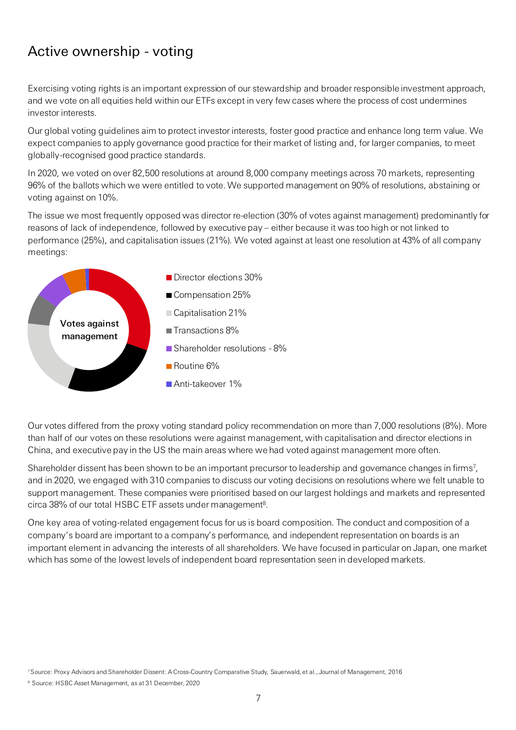# Active ownership - voting

Exercising voting rights is an important expression of our stewardship and broader responsible investment approach, and we vote on all equities held within our ETFs except in very few cases where the process of cost undermines investor interests.

Our global voting guidelines aim to protect investor interests, foster good practice and enhance long term value. We expect companies to apply governance good practice for their market of listing and, for larger companies, to meet globally-recognised good practice standards.

In 2020, we voted on over 82,500 resolutions at around 8,000 company meetings across 70 markets, representing 96% of the ballots which we were entitled to vote. We supported management on 90% of resolutions, abstaining or voting against on 10%.

The issue we most frequently opposed was director re-election (30% of votes against management) predominantly for reasons of lack of independence, followed by executive pay – either because it was too high or not linked to performance (25%), and capitalisation issues (21%). We voted against at least one resolution at 43% of all company meetings:

**Votes against management**

- Director elections 30%
- Compensation 25%
- Capitalisation 21%
- Transactions 8%
- Shareholder resolutions - 8%
- Routine 6%
- Anti-takeover 1%

Our votes differed from the proxy voting standard policy recommendation on more than 7,000 resolutions (8%). More than half of our votes on these resolutions were against management, with capitalisation and director elections in China, and executive pay in the US the main areas where we had voted against management more often.

Shareholder dissent has been shown to be an important precursor to leadership and governance changes in firms[7], and in 2020, we engaged with 310 companies to discuss our voting decisions on resolutions where we felt unable to support management. These companies were prioritised based on our largest holdings and markets and represented circa 38% of our total HSBC ETF assets under management[8].

One key area of voting-related engagement focus for us is board composition. The conduct and composition of a company's board are important to a company's performance, and independent representation on boards is an important element in advancing the interests of all shareholders. We have focused in particular on Japan, one market which has some of the lowest levels of independent board representation seen in developed markets.

[7] Source: Proxy Advisors and Shareholder Dissent: A Cross-Country Comparative Study, Sauerwald, et al., Journal of Management, 2016

[8] Source: HSBC Asset Management, as at 31 December, 2020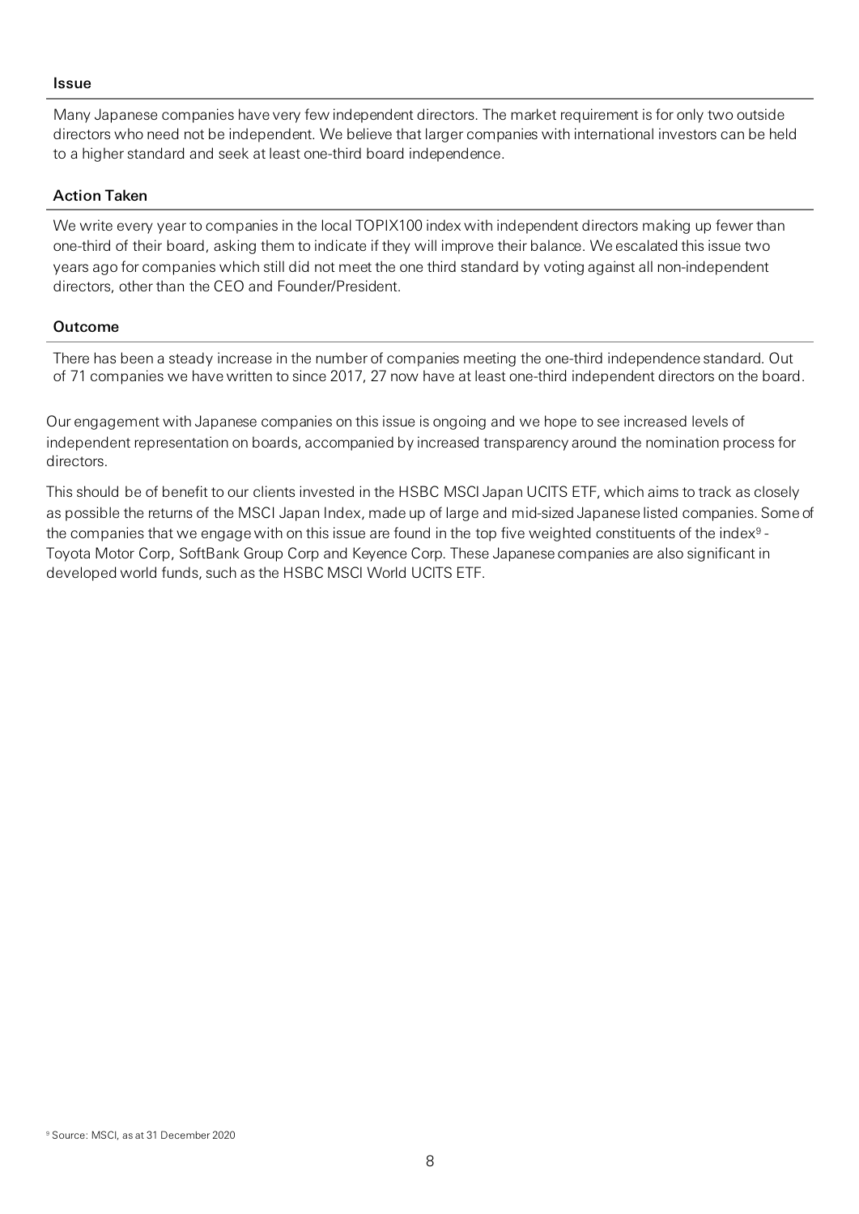#### Issue

Many Japanese companies have very few independent directors. The market requirement is for only two outside directors who need not be independent. We believe that larger companies with international investors can be held to a higher standard and seek at least one-third board independence.

#### Action Taken

We write every year to companies in the local TOPIX100 index with independent directors making up fewer than one-third of their board, asking them to indicate if they will improve their balance. We escalated this issue two years ago for companies which still did not meet the one third standard by voting against all non-independent directors, other than the CEO and Founder/President.

#### Outcome

There has been a steady increase in the number of companies meeting the one-third independence standard. Out of 71 companies we have written to since 2017, 27 now have at least one-third independent directors on the board.

Our engagement with Japanese companies on this issue is ongoing and we hope to see increased levels of independent representation on boards, accompanied by increased transparency around the nomination process for directors.

This should be of benefit to our clients invested in the HSBC MSCI Japan UCITS ETF, which aims to track as closely as possible the returns of the MSCI Japan Index, made up of large and mid-sized Japanese listed companies. Some of the companies that we engage with on this issue are found in the top five weighted constituents of the index[9] - Toyota Motor Corp, SoftBank Group Corp and Keyence Corp. These Japanese companies are also significant in developed world funds, such as the HSBC MSCI World UCITS ETF.

[9] Source: MSCI, as at 31 December 2020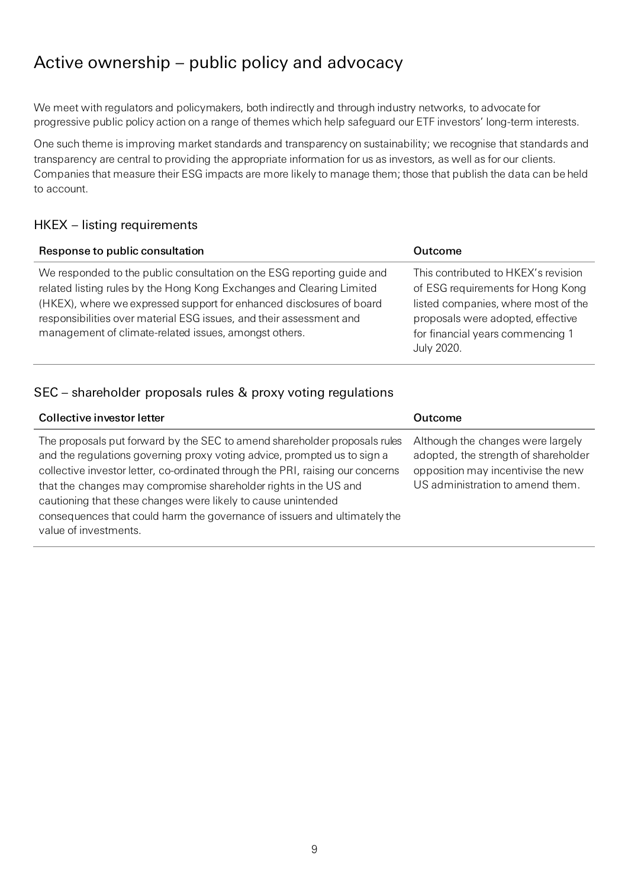# Active ownership – public policy and advocacy

We meet with regulators and policymakers, both indirectly and through industry networks, to advocate for progressive public policy action on a range of themes which help safeguard our ETF investors' long-term interests.

One such theme is improving market standards and transparency on sustainability; we recognise that standards and transparency are central to providing the appropriate information for us as investors, as well as for our clients. Companies that measure their ESG impacts are more likely to manage them; those that publish the data can be held to account.

## HKEX – listing requirements

| Response to public consultation | Outcome |
|---|---|
| We responded to the public consultation on the ESG reporting guide and related listing rules by the Hong Kong Exchanges and Clearing Limited (HKEX), where we expressed support for enhanced disclosures of board responsibilities over material ESG issues, and their assessment and management of climate-related issues, amongst others. | This contributed to HKEX's revision of ESG requirements for Hong Kong listed companies, where most of the proposals were adopted, effective for financial years commencing 1 July 2020. |

## SEC – shareholder proposals rules & proxy voting regulations

| Collective investor letter | Outcome |
|---|---|
| The proposals put forward by the SEC to amend shareholder proposals rules and the regulations governing proxy voting advice, prompted us to sign a collective investor letter, co-ordinated through the PRI, raising our concerns that the changes may compromise shareholder rights in the US and cautioning that these changes were likely to cause unintended consequences that could harm the governance of issuers and ultimately the value of investments. | Although the changes were largely adopted, the strength of shareholder opposition may incentivise the new US administration to amend them. |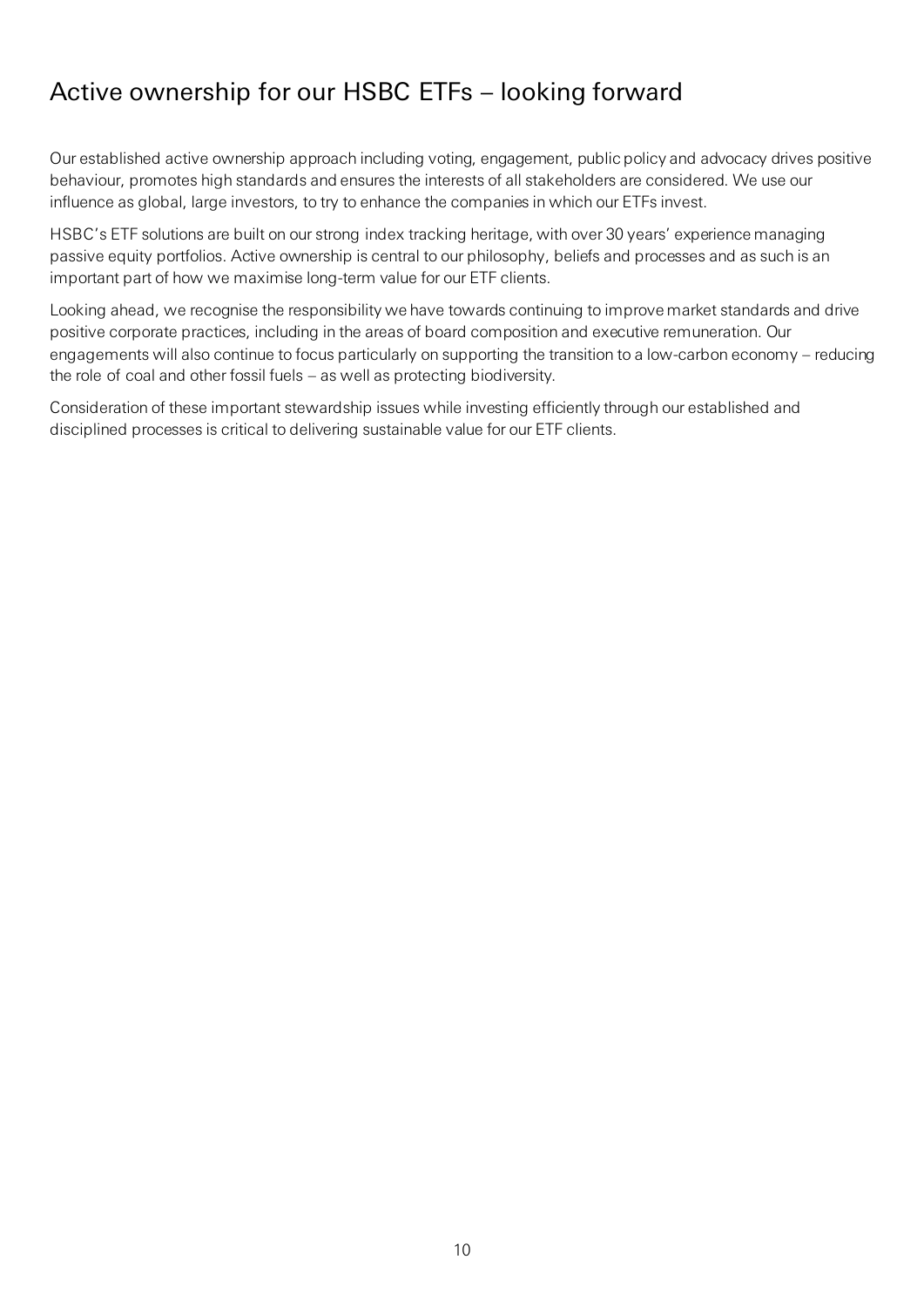# Active ownership for our HSBC ETFs – looking forward

Our established active ownership approach including voting, engagement, public policy and advocacy drives positive behaviour, promotes high standards and ensures the interests of all stakeholders are considered. We use our influence as global, large investors, to try to enhance the companies in which our ETFs invest.

HSBC's ETF solutions are built on our strong index tracking heritage, with over 30 years' experience managing passive equity portfolios. Active ownership is central to our philosophy, beliefs and processes and as such is an important part of how we maximise long-term value for our ETF clients.

Looking ahead, we recognise the responsibility we have towards continuing to improve market standards and drive positive corporate practices, including in the areas of board composition and executive remuneration. Our engagements will also continue to focus particularly on supporting the transition to a low-carbon economy – reducing the role of coal and other fossil fuels – as well as protecting biodiversity.

Consideration of these important stewardship issues while investing efficiently through our established and disciplined processes is critical to delivering sustainable value for our ETF clients.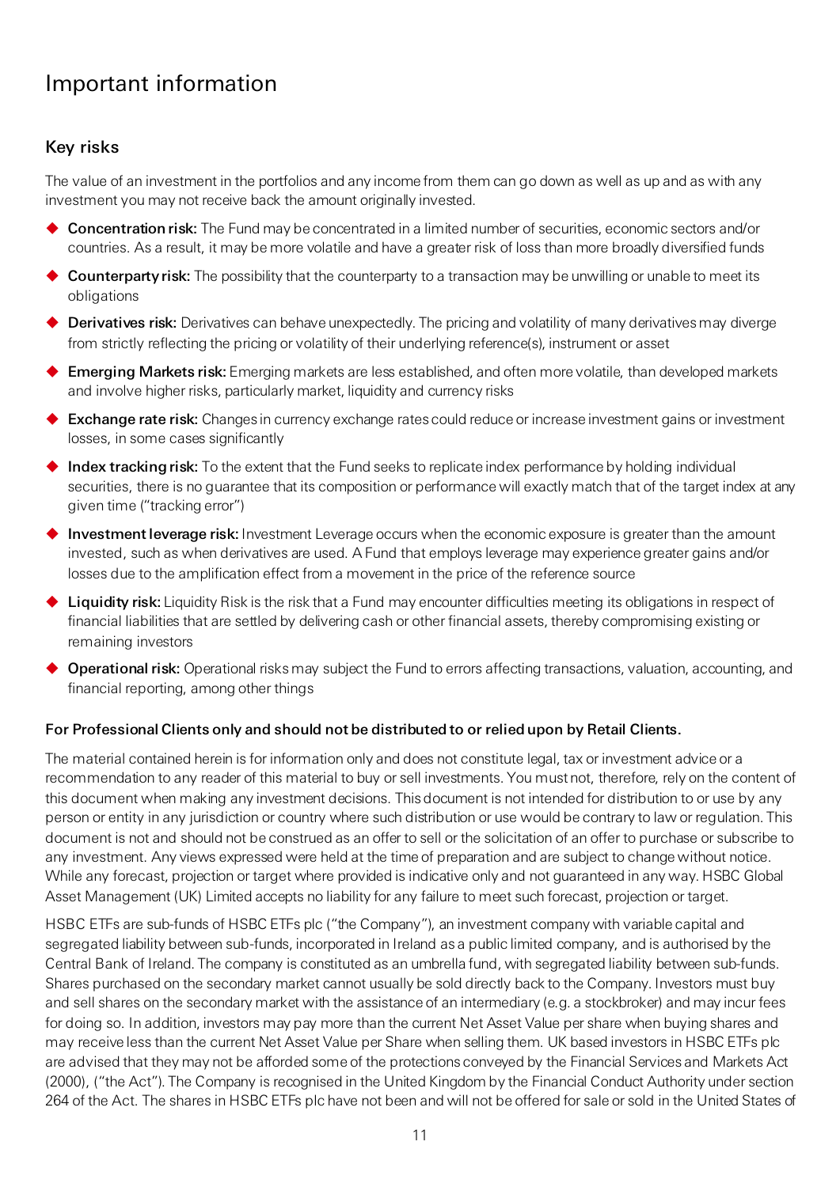# Important information

## Key risks

The value of an investment in the portfolios and any income from them can go down as well as up and as with any investment you may not receive back the amount originally invested.

- **Concentration risk:** The Fund may be concentrated in a limited number of securities, economic sectors and/or countries. As a result, it may be more volatile and have a greater risk of loss than more broadly diversified funds
- **Counterparty risk:** The possibility that the counterparty to a transaction may be unwilling or unable to meet its obligations
- **Derivatives risk:** Derivatives can behave unexpectedly. The pricing and volatility of many derivatives may diverge from strictly reflecting the pricing or volatility of their underlying reference(s), instrument or asset
- **Emerging Markets risk:** Emerging markets are less established, and often more volatile, than developed markets and involve higher risks, particularly market, liquidity and currency risks
- **Exchange rate risk:** Changes in currency exchange rates could reduce or increase investment gains or investment losses, in some cases significantly
- **Index tracking risk:** To the extent that the Fund seeks to replicate index performance by holding individual securities, there is no guarantee that its composition or performance will exactly match that of the target index at any given time ("tracking error")
- **Investment leverage risk:** Investment Leverage occurs when the economic exposure is greater than the amount invested, such as when derivatives are used. A Fund that employs leverage may experience greater gains and/or losses due to the amplification effect from a movement in the price of the reference source
- **Liquidity risk:** Liquidity Risk is the risk that a Fund may encounter difficulties meeting its obligations in respect of financial liabilities that are settled by delivering cash or other financial assets, thereby compromising existing or remaining investors
- **Operational risk:** Operational risks may subject the Fund to errors affecting transactions, valuation, accounting, and financial reporting, among other things

**For Professional Clients only and should not be distributed to or relied upon by Retail Clients.**

The material contained herein is for information only and does not constitute legal, tax or investment advice or a recommendation to any reader of this material to buy or sell investments. You must not, therefore, rely on the content of this document when making any investment decisions. This document is not intended for distribution to or use by any person or entity in any jurisdiction or country where such distribution or use would be contrary to law or regulation. This document is not and should not be construed as an offer to sell or the solicitation of an offer to purchase or subscribe to any investment. Any views expressed were held at the time of preparation and are subject to change without notice. While any forecast, projection or target where provided is indicative only and not guaranteed in any way. HSBC Global Asset Management (UK) Limited accepts no liability for any failure to meet such forecast, projection or target.

HSBC ETFs are sub-funds of HSBC ETFs plc ("the Company"), an investment company with variable capital and segregated liability between sub-funds, incorporated in Ireland as a public limited company, and is authorised by the Central Bank of Ireland. The company is constituted as an umbrella fund, with segregated liability between sub-funds. Shares purchased on the secondary market cannot usually be sold directly back to the Company. Investors must buy and sell shares on the secondary market with the assistance of an intermediary (e.g. a stockbroker) and may incur fees for doing so. In addition, investors may pay more than the current Net Asset Value per share when buying shares and may receive less than the current Net Asset Value per Share when selling them. UK based investors in HSBC ETFs plc are advised that they may not be afforded some of the protections conveyed by the Financial Services and Markets Act (2000), ("the Act"). The Company is recognised in the United Kingdom by the Financial Conduct Authority under section 264 of the Act. The shares in HSBC ETFs plc have not been and will not be offered for sale or sold in the United States of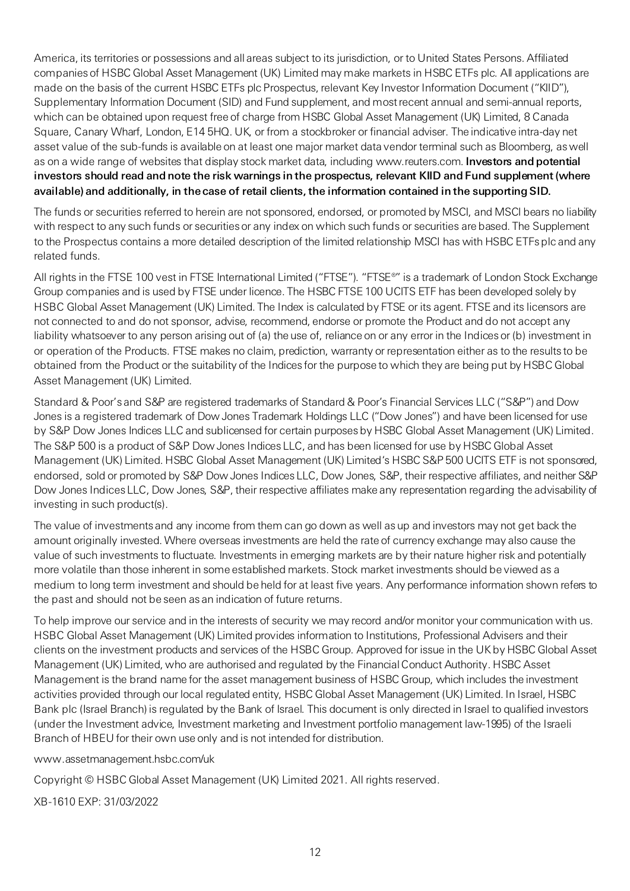America, its territories or possessions and all areas subject to its jurisdiction, or to United States Persons. Affiliated companies of HSBC Global Asset Management (UK) Limited may make markets in HSBC ETFs plc. All applications are made on the basis of the current HSBC ETFs plc Prospectus, relevant Key Investor Information Document ("KIID"), Supplementary Information Document (SID) and Fund supplement, and most recent annual and semi-annual reports, which can be obtained upon request free of charge from HSBC Global Asset Management (UK) Limited, 8 Canada Square, Canary Wharf, London, E14 5HQ. UK, or from a stockbroker or financial adviser. The indicative intra-day net asset value of the sub-funds is available on at least one major market data vendor terminal such as Bloomberg, as well as on a wide range of websites that display stock market data, including www.reuters.com. **Investors and potential investors should read and note the risk warnings in the prospectus, relevant KIID and Fund supplement (where available) and additionally, in the case of retail clients, the information contained in the supporting SID.**

The funds or securities referred to herein are not sponsored, endorsed, or promoted by MSCI, and MSCI bears no liability with respect to any such funds or securities or any index on which such funds or securities are based. The Supplement to the Prospectus contains a more detailed description of the limited relationship MSCI has with HSBC ETFs plc and any related funds.

All rights in the FTSE 100 vest in FTSE International Limited ("FTSE"). "FTSE®" is a trademark of London Stock Exchange Group companies and is used by FTSE under licence. The HSBC FTSE 100 UCITS ETF has been developed solely by HSBC Global Asset Management (UK) Limited. The Index is calculated by FTSE or its agent. FTSE and its licensors are not connected to and do not sponsor, advise, recommend, endorse or promote the Product and do not accept any liability whatsoever to any person arising out of (a) the use of, reliance on or any error in the Indices or (b) investment in or operation of the Products. FTSE makes no claim, prediction, warranty or representation either as to the results to be obtained from the Product or the suitability of the Indices for the purpose to which they are being put by HSBC Global Asset Management (UK) Limited.

Standard & Poor's and S&P are registered trademarks of Standard & Poor's Financial Services LLC ("S&P") and Dow Jones is a registered trademark of Dow Jones Trademark Holdings LLC ("Dow Jones") and have been licensed for use by S&P Dow Jones Indices LLC and sublicensed for certain purposes by HSBC Global Asset Management (UK) Limited. The S&P 500 is a product of S&P Dow Jones Indices LLC, and has been licensed for use by HSBC Global Asset Management (UK) Limited. HSBC Global Asset Management (UK) Limited's HSBC S&P 500 UCITS ETF is not sponsored, endorsed, sold or promoted by S&P Dow Jones Indices LLC, Dow Jones, S&P, their respective affiliates, and neither S&P Dow Jones Indices LLC, Dow Jones, S&P, their respective affiliates make any representation regarding the advisability of investing in such product(s).

The value of investments and any income from them can go down as well as up and investors may not get back the amount originally invested. Where overseas investments are held the rate of currency exchange may also cause the value of such investments to fluctuate. Investments in emerging markets are by their nature higher risk and potentially more volatile than those inherent in some established markets. Stock market investments should be viewed as a medium to long term investment and should be held for at least five years. Any performance information shown refers to the past and should not be seen as an indication of future returns.

To help improve our service and in the interests of security we may record and/or monitor your communication with us. HSBC Global Asset Management (UK) Limited provides information to Institutions, Professional Advisers and their clients on the investment products and services of the HSBC Group. Approved for issue in the UK by HSBC Global Asset Management (UK) Limited, who are authorised and regulated by the Financial Conduct Authority. HSBC Asset Management is the brand name for the asset management business of HSBC Group, which includes the investment activities provided through our local regulated entity, HSBC Global Asset Management (UK) Limited. In Israel, HSBC Bank plc (Israel Branch) is regulated by the Bank of Israel. This document is only directed in Israel to qualified investors (under the Investment advice, Investment marketing and Investment portfolio management law-1995) of the Israeli Branch of HBEU for their own use only and is not intended for distribution.

www.assetmanagement.hsbc.com/uk

Copyright © HSBC Global Asset Management (UK) Limited 2021. All rights reserved.

XB-1610 EXP: 31/03/2022